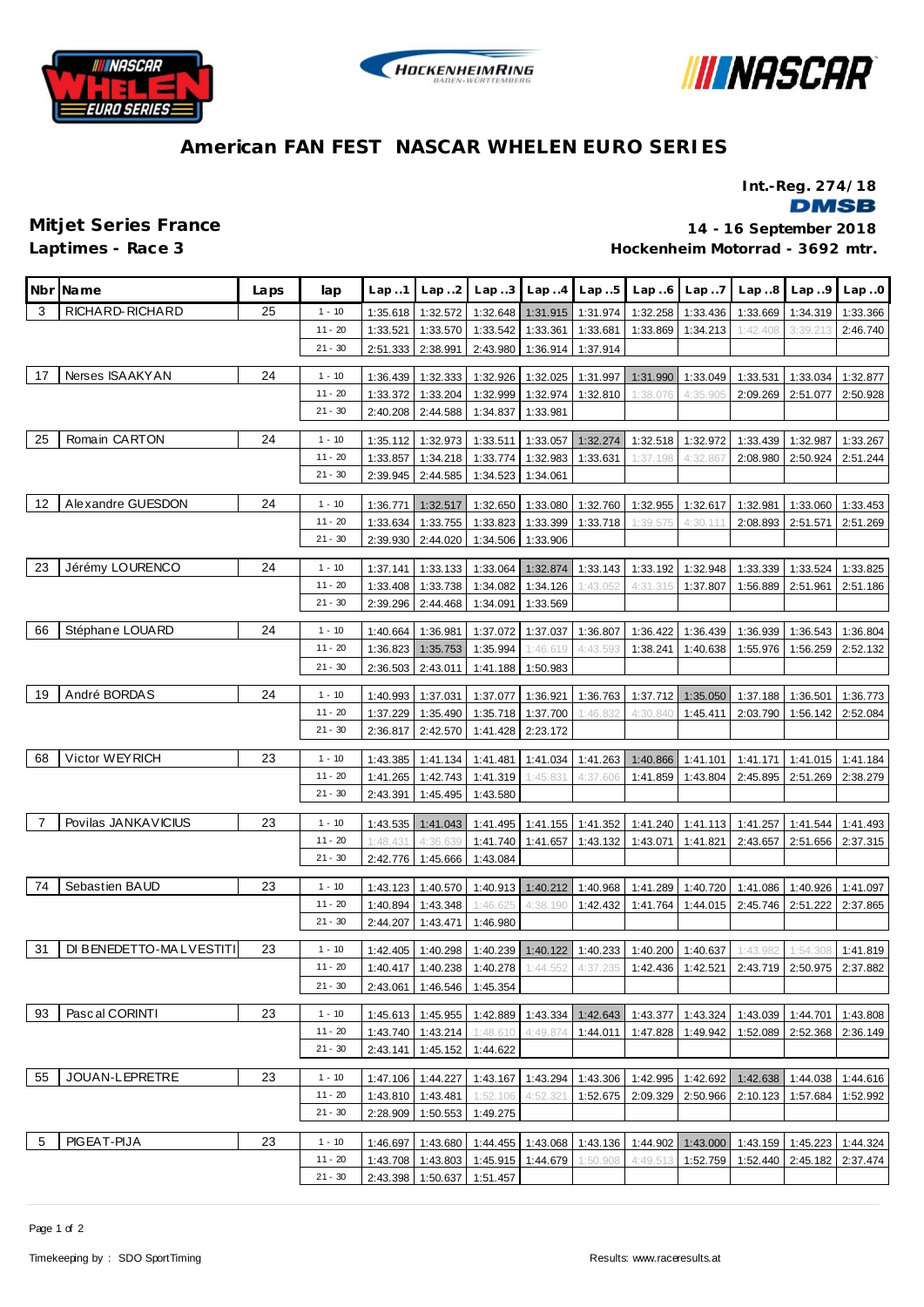# American FAN FEST NASCAR WHELEN EURO SERIES

**Int.-Reg. 274/18**

DMSB

## Mitjet Series France

**Laptimes - Race 3**

**14 - 16 September 2018**

**Hockenheim Motorrad - 3692 mtr.**

| Nbr | Name | Laps | lap | Lap ..1 | Lap ..2 | Lap ..3 | Lap ..4 | Lap ..5 | Lap ..6 | Lap ..7 | Lap ..8 | Lap ..9 | Lap ..0 |
|---|---|---|---|---|---|---|---|---|---|---|---|---|---|
| 3 | RICHARD-RICHARD | 25 | 1 - 10 | 1:35.618 | 1:32.572 | 1:32.648 | 1:31.915 | 1:31.974 | 1:32.258 | 1:33.436 | 1:33.669 | 1:34.319 | 1:33.366 |
| | | | 11 - 20 | 1:33.521 | 1:33.570 | 1:33.542 | 1:33.361 | 1:33.681 | 1:33.869 | 1:34.213 | 1:42.408 | 3:39.213 | 2:46.740 |
| | | | 21 - 30 | 2:51.333 | 2:38.991 | 2:43.980 | 1:36.914 | 1:37.914 | | | | | |
| 17 | Nerses ISAAKYAN | 24 | 1 - 10 | 1:36.439 | 1:32.333 | 1:32.926 | 1:32.025 | 1:31.997 | 1:31.990 | 1:33.049 | 1:33.531 | 1:33.034 | 1:32.877 |
| | | | 11 - 20 | 1:33.372 | 1:33.204 | 1:32.999 | 1:32.974 | 1:32.810 | 1:38.076 | 4:35.905 | 2:09.269 | 2:51.077 | 2:50.928 |
| | | | 21 - 30 | 2:40.208 | 2:44.588 | 1:34.837 | 1:33.981 | | | | | | |
| 25 | Romain CARTON | 24 | 1 - 10 | 1:35.112 | 1:32.973 | 1:33.511 | 1:33.057 | 1:32.274 | 1:32.518 | 1:32.972 | 1:33.439 | 1:32.987 | 1:33.267 |
| | | | 11 - 20 | 1:33.857 | 1:34.218 | 1:33.774 | 1:32.983 | 1:33.631 | 1:37.198 | 4:32.867 | 2:08.980 | 2:50.924 | 2:51.244 |
| | | | 21 - 30 | 2:39.945 | 2:44.585 | 1:34.523 | 1:34.061 | | | | | | |
| 12 | Alexandre GUESDON | 24 | 1 - 10 | 1:36.771 | 1:32.517 | 1:32.650 | 1:33.080 | 1:32.760 | 1:32.955 | 1:32.617 | 1:32.981 | 1:33.060 | 1:33.453 |
| | | | 11 - 20 | 1:33.634 | 1:33.755 | 1:33.823 | 1:33.399 | 1:33.718 | 1:39.575 | 4:30.111 | 2:08.893 | 2:51.571 | 2:51.269 |
| | | | 21 - 30 | 2:39.930 | 2:44.020 | 1:34.506 | 1:33.906 | | | | | | |
| 23 | Jérémy LOURENCO | 24 | 1 - 10 | 1:37.141 | 1:33.133 | 1:33.064 | 1:32.874 | 1:33.143 | 1:33.192 | 1:32.948 | 1:33.339 | 1:33.524 | 1:33.825 |
| | | | 11 - 20 | 1:33.408 | 1:33.738 | 1:34.082 | 1:34.126 | 1:43.052 | 4:31.315 | 1:37.807 | 1:56.889 | 2:51.961 | 2:51.186 |
| | | | 21 - 30 | 2:39.296 | 2:44.468 | 1:34.091 | 1:33.569 | | | | | | |
| 66 | Stéphane LOUARD | 24 | 1 - 10 | 1:40.664 | 1:36.981 | 1:37.072 | 1:37.037 | 1:36.807 | 1:36.422 | 1:36.439 | 1:36.939 | 1:36.543 | 1:36.804 |
| | | | 11 - 20 | 1:36.823 | 1:35.753 | 1:35.994 | 1:46.619 | 4:43.593 | 1:38.241 | 1:40.638 | 1:55.976 | 1:56.259 | 2:52.132 |
| | | | 21 - 30 | 2:36.503 | 2:43.011 | 1:41.188 | 1:50.983 | | | | | | |
| 19 | André BORDAS | 24 | 1 - 10 | 1:40.993 | 1:37.031 | 1:37.077 | 1:36.921 | 1:36.763 | 1:37.712 | 1:35.050 | 1:37.188 | 1:36.501 | 1:36.773 |
| | | | 11 - 20 | 1:37.229 | 1:35.490 | 1:35.718 | 1:37.700 | 1:46.832 | 4:30.840 | 1:45.411 | 2:03.790 | 1:56.142 | 2:52.084 |
| | | | 21 - 30 | 2:36.817 | 2:42.570 | 1:41.428 | 2:23.172 | | | | | | |
| 68 | Victor WEYRICH | 23 | 1 - 10 | 1:43.385 | 1:41.134 | 1:41.481 | 1:41.034 | 1:41.263 | 1:40.866 | 1:41.101 | 1:41.171 | 1:41.015 | 1:41.184 |
| | | | 11 - 20 | 1:41.265 | 1:42.743 | 1:41.319 | 1:45.831 | 4:37.606 | 1:41.859 | 1:43.804 | 2:45.895 | 2:51.269 | 2:38.279 |
| | | | 21 - 30 | 2:43.391 | 1:45.495 | 1:43.580 | | | | | | | |
| 7 | Povilas JANKAVICIUS | 23 | 1 - 10 | 1:43.535 | 1:41.043 | 1:41.495 | 1:41.155 | 1:41.352 | 1:41.240 | 1:41.113 | 1:41.257 | 1:41.544 | 1:41.493 |
| | | | 11 - 20 | 1:48.431 | 4:36.639 | 1:41.740 | 1:41.657 | 1:43.132 | 1:43.071 | 1:41.821 | 2:43.657 | 2:51.656 | 2:37.315 |
| | | | 21 - 30 | 2:42.776 | 1:45.666 | 1:43.084 | | | | | | | |
| 74 | Sebastien BAUD | 23 | 1 - 10 | 1:43.123 | 1:40.570 | 1:40.913 | 1:40.212 | 1:40.968 | 1:41.289 | 1:40.720 | 1:41.086 | 1:40.926 | 1:41.097 |
| | | | 11 - 20 | 1:40.894 | 1:43.348 | 1:46.625 | 4:38.190 | 1:42.432 | 1:41.764 | 1:44.015 | 2:45.746 | 2:51.222 | 2:37.865 |
| | | | 21 - 30 | 2:44.207 | 1:43.471 | 1:46.980 | | | | | | | |
| 31 | DI BENEDETTO-MALVESTITI | 23 | 1 - 10 | 1:42.405 | 1:40.298 | 1:40.239 | 1:40.122 | 1:40.233 | 1:40.200 | 1:40.637 | 1:43.982 | 1:54.308 | 1:41.819 |
| | | | 11 - 20 | 1:40.417 | 1:40.238 | 1:40.278 | 1:44.552 | 4:37.235 | 1:42.436 | 1:42.521 | 2:43.719 | 2:50.975 | 2:37.882 |
| | | | 21 - 30 | 2:43.061 | 1:46.546 | 1:45.354 | | | | | | | |
| 93 | Pascal CORINTI | 23 | 1 - 10 | 1:45.613 | 1:45.955 | 1:42.889 | 1:43.334 | 1:42.643 | 1:43.377 | 1:43.324 | 1:43.039 | 1:44.701 | 1:43.808 |
| | | | 11 - 20 | 1:43.740 | 1:43.214 | 1:48.610 | 4:49.874 | 1:44.011 | 1:47.828 | 1:49.942 | 1:52.089 | 2:52.368 | 2:36.149 |
| | | | 21 - 30 | 2:43.141 | 1:45.152 | 1:44.622 | | | | | | | |
| 55 | JOUAN-LEPRETRE | 23 | 1 - 10 | 1:47.106 | 1:44.227 | 1:43.167 | 1:43.294 | 1:43.306 | 1:42.995 | 1:42.692 | 1:42.638 | 1:44.038 | 1:44.616 |
| | | | 11 - 20 | 1:43.810 | 1:43.481 | 1:52.106 | 4:52.321 | 1:52.675 | 2:09.329 | 2:50.966 | 2:10.123 | 1:57.684 | 1:52.992 |
| | | | 21 - 30 | 2:28.909 | 1:50.553 | 1:49.275 | | | | | | | |
| 5 | PIGEAT-PIJA | 23 | 1 - 10 | 1:46.697 | 1:43.680 | 1:44.455 | 1:43.068 | 1:43.136 | 1:44.902 | 1:43.000 | 1:43.159 | 1:45.223 | 1:44.324 |
| | | | 11 - 20 | 1:43.708 | 1:43.803 | 1:45.915 | 1:44.679 | 1:50.908 | 4:49.513 | 1:52.759 | 1:52.440 | 2:45.182 | 2:37.474 |
| | | | 21 - 30 | 2:43.398 | 1:50.637 | 1:51.457 | | | | | | | |

Timekeeping by : SDO SportTiming

Results: www.raceresults.at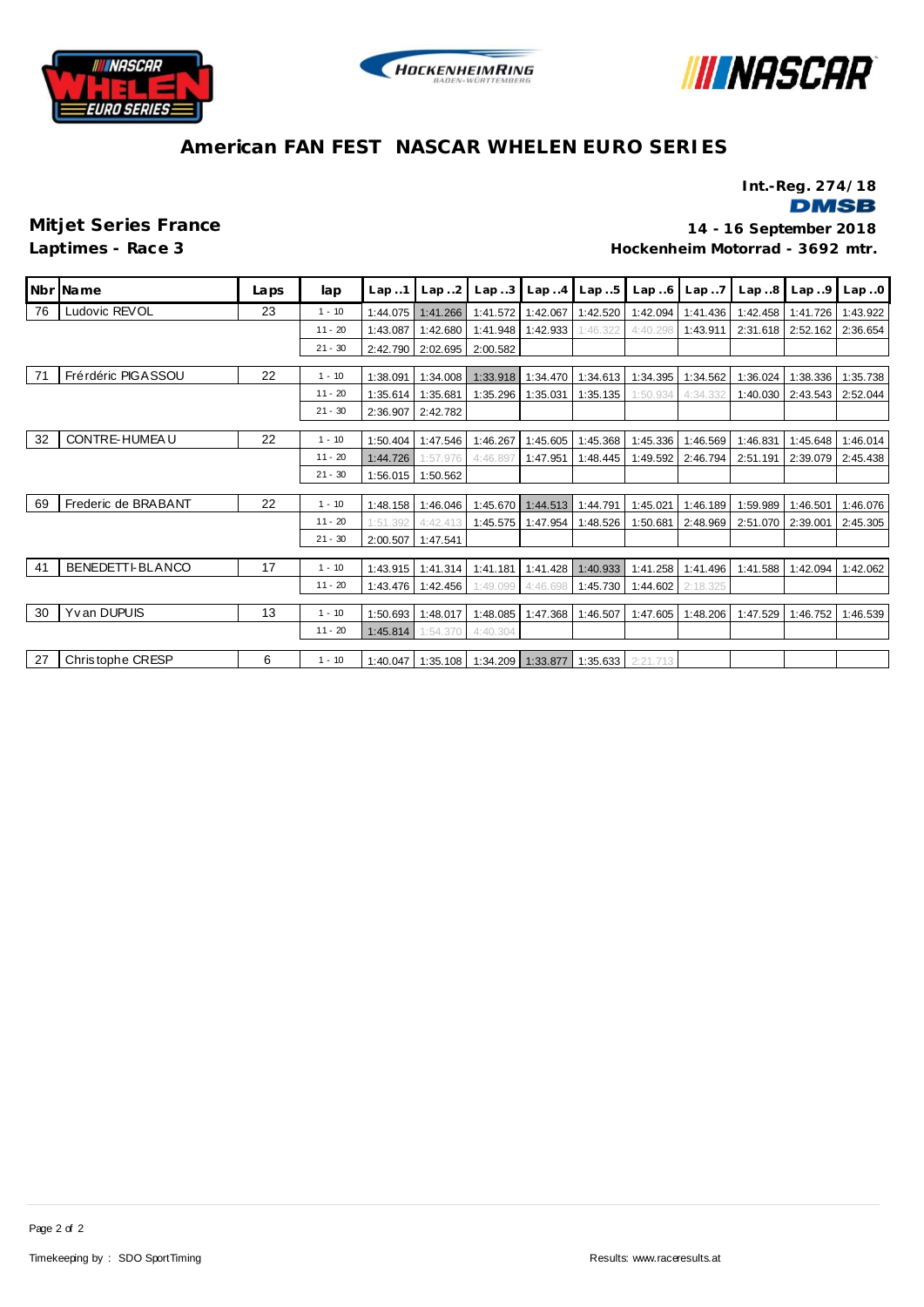# American FAN FEST NASCAR WHELEN EURO SERIES

**Int.-Reg. 274/18**

**DMSB**

## Mitjet Series France

**Laptimes - Race 3**

**14 - 16 September 2018**

**Hockenheim Motorrad - 3692 mtr.**

| Nbr | Name | Laps | lap | Lap..1 | Lap..2 | Lap..3 | Lap..4 | Lap..5 | Lap..6 | Lap..7 | Lap..8 | Lap..9 | Lap..0 |
|---|---|---|---|---|---|---|---|---|---|---|---|---|---|
| 76 | Ludovic REVOL | 23 | 1 - 10 | 1:44.075 | 1:41.266 | 1:41.572 | 1:42.067 | 1:42.520 | 1:42.094 | 1:41.436 | 1:42.458 | 1:41.726 | 1:43.922 |
| | | | 11 - 20 | 1:43.087 | 1:42.680 | 1:41.948 | 1:42.933 | 1:46.322 | 4:40.298 | 1:43.911 | 2:31.618 | 2:52.162 | 2:36.654 |
| | | | 21 - 30 | 2:42.790 | 2:02.695 | 2:00.582 | | | | | | | |
| 71 | Frérdéric PIGASSOU | 22 | 1 - 10 | 1:38.091 | 1:34.008 | 1:33.918 | 1:34.470 | 1:34.613 | 1:34.395 | 1:34.562 | 1:36.024 | 1:38.336 | 1:35.738 |
| | | | 11 - 20 | 1:35.614 | 1:35.681 | 1:35.296 | 1:35.031 | 1:35.135 | 1:50.934 | 4:34.332 | 1:40.030 | 2:43.543 | 2:52.044 |
| | | | 21 - 30 | 2:36.907 | 2:42.782 | | | | | | | | |
| 32 | CONTRE-HUMEAU | 22 | 1 - 10 | 1:50.404 | 1:47.546 | 1:46.267 | 1:45.605 | 1:45.368 | 1:45.336 | 1:46.569 | 1:46.831 | 1:45.648 | 1:46.014 |
| | | | 11 - 20 | 1:44.726 | 1:57.976 | 4:46.897 | 1:47.951 | 1:48.445 | 1:49.592 | 2:46.794 | 2:51.191 | 2:39.079 | 2:45.438 |
| | | | 21 - 30 | 1:56.015 | 1:50.562 | | | | | | | | |
| 69 | Frederic de BRABANT | 22 | 1 - 10 | 1:48.158 | 1:46.046 | 1:45.670 | 1:44.513 | 1:44.791 | 1:45.021 | 1:46.189 | 1:59.989 | 1:46.501 | 1:46.076 |
| | | | 11 - 20 | 1:51.392 | 4:42.413 | 1:45.575 | 1:47.954 | 1:48.526 | 1:50.681 | 2:48.969 | 2:51.070 | 2:39.001 | 2:45.305 |
| | | | 21 - 30 | 2:00.507 | 1:47.541 | | | | | | | | |
| 41 | BENEDETTI-BLANCO | 17 | 1 - 10 | 1:43.915 | 1:41.314 | 1:41.181 | 1:41.428 | 1:40.933 | 1:41.258 | 1:41.496 | 1:41.588 | 1:42.094 | 1:42.062 |
| | | | 11 - 20 | 1:43.476 | 1:42.456 | 1:49.099 | 4:46.698 | 1:45.730 | 1:44.602 | 2:18.325 | | | |
| 30 | Yvan DUPUIS | 13 | 1 - 10 | 1:50.693 | 1:48.017 | 1:48.085 | 1:47.368 | 1:46.507 | 1:47.605 | 1:48.206 | 1:47.529 | 1:46.752 | 1:46.539 |
| | | | 11 - 20 | 1:45.814 | 1:54.370 | 4:40.304 | | | | | | | |
| 27 | Christophe CRESP | 6 | 1 - 10 | 1:40.047 | 1:35.108 | 1:34.209 | 1:33.877 | 1:35.633 | 2:21.713 | | | | |

Timekeeping by : SDO SportTiming

Results: www.raceresults.at